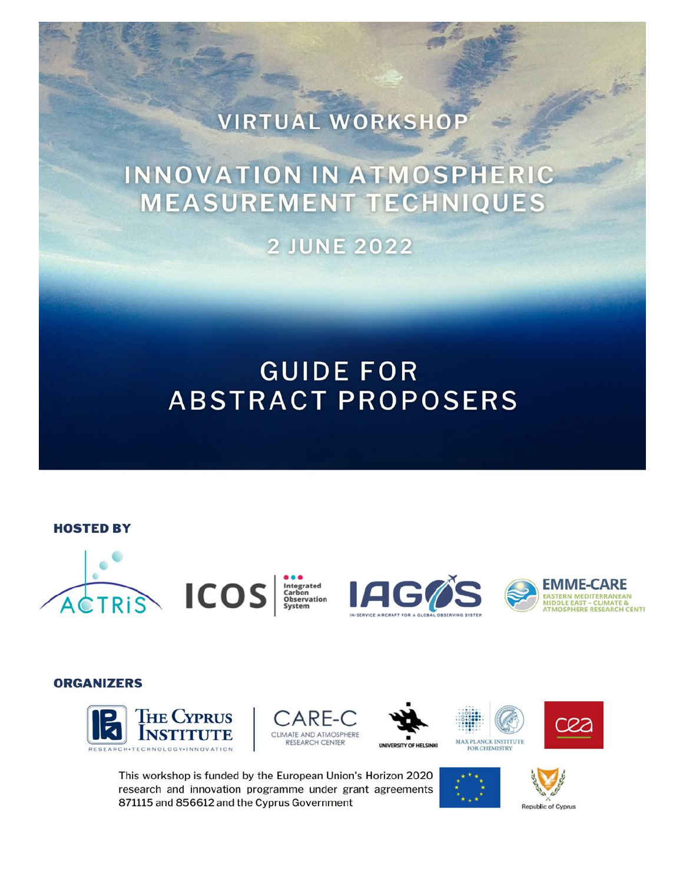VIRTUAL WORKSHOP

# INNOVATION IN ATMOSPHERIC MEASUREMENT TECHNIQUES

2 JUNE 2022

# GUIDE FOR ABSTRACT PROPOSERS

**HOSTED BY**

ACTRIS

ICOS Integrated Carbon Observation System

IAGOS IN-SERVICE AIRCRAFT FOR A GLOBAL OBSERVING SYSTEM

EMME-CARE EASTERN MEDITERRANEAN MIDDLE EAST – CLIMATE & ATMOSPHERE RESEARCH CENTRE

**ORGANIZERS**

The Cyprus Institute RESEARCH·TECHNOLOGY·INNOVATION

CARE-C CLIMATE AND ATMOSPHERE RESEARCH CENTER

UNIVERSITY OF HELSINKI

MAX PLANCK INSTITUTE FOR CHEMISTRY

cea

This workshop is funded by the European Union's Horizon 2020 research and innovation programme under grant agreements 871115 and 856612 and the Cyprus Government

Republic of Cyprus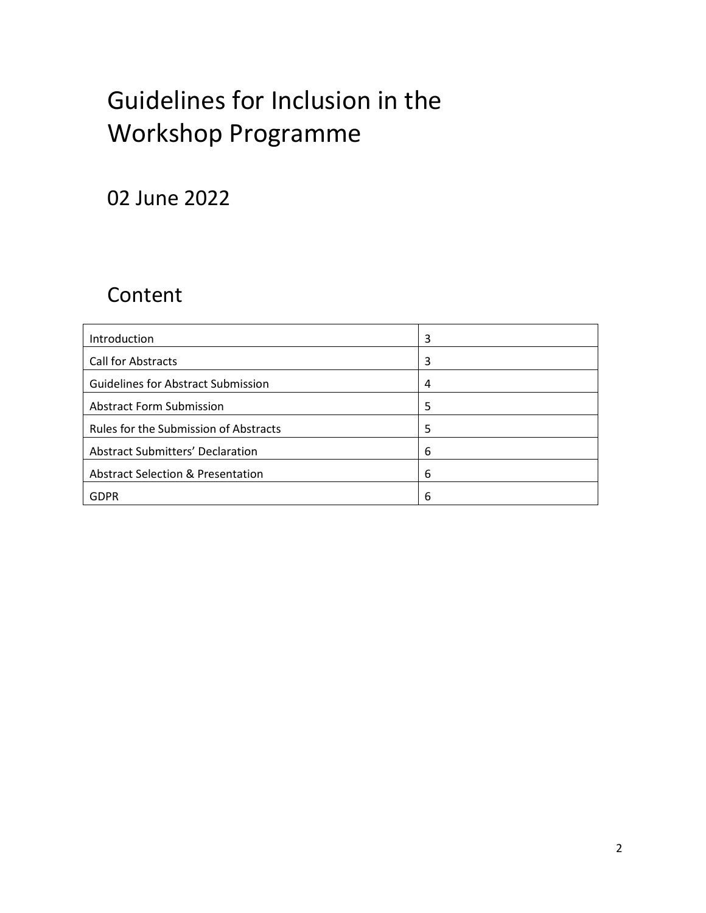# Guidelines for Inclusion in the Workshop Programme

## 02 June 2022

## Content

| | |
|---|---|
| Introduction | 3 |
| Call for Abstracts | 3 |
| Guidelines for Abstract Submission | 4 |
| Abstract Form Submission | 5 |
| Rules for the Submission of Abstracts | 5 |
| Abstract Submitters' Declaration | 6 |
| Abstract Selection & Presentation | 6 |
| GDPR | 6 |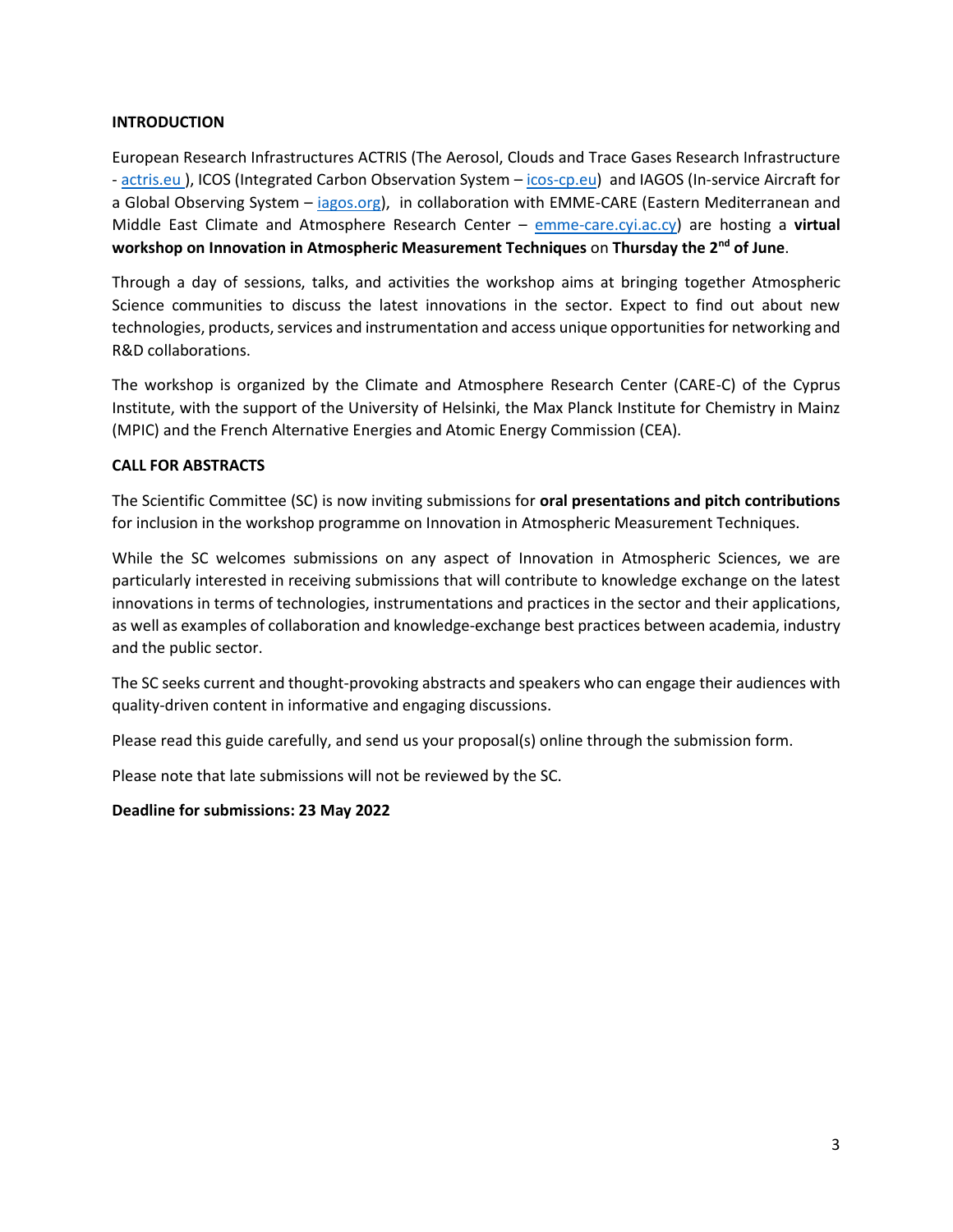## INTRODUCTION

European Research Infrastructures ACTRIS (The Aerosol, Clouds and Trace Gases Research Infrastructure - [actris.eu](actris.eu) ), ICOS (Integrated Carbon Observation System – [icos-cp.eu](icos-cp.eu)) and IAGOS (In-service Aircraft for a Global Observing System – [iagos.org](iagos.org)), in collaboration with EMME-CARE (Eastern Mediterranean and Middle East Climate and Atmosphere Research Center – [emme-care.cyi.ac.cy](emme-care.cyi.ac.cy)) are hosting a **virtual workshop on Innovation in Atmospheric Measurement Techniques** on **Thursday the 2nd of June**.

Through a day of sessions, talks, and activities the workshop aims at bringing together Atmospheric Science communities to discuss the latest innovations in the sector. Expect to find out about new technologies, products, services and instrumentation and access unique opportunities for networking and R&D collaborations.

The workshop is organized by the Climate and Atmosphere Research Center (CARE-C) of the Cyprus Institute, with the support of the University of Helsinki, the Max Planck Institute for Chemistry in Mainz (MPIC) and the French Alternative Energies and Atomic Energy Commission (CEA).

## CALL FOR ABSTRACTS

The Scientific Committee (SC) is now inviting submissions for **oral presentations and pitch contributions** for inclusion in the workshop programme on Innovation in Atmospheric Measurement Techniques.

While the SC welcomes submissions on any aspect of Innovation in Atmospheric Sciences, we are particularly interested in receiving submissions that will contribute to knowledge exchange on the latest innovations in terms of technologies, instrumentations and practices in the sector and their applications, as well as examples of collaboration and knowledge-exchange best practices between academia, industry and the public sector.

The SC seeks current and thought-provoking abstracts and speakers who can engage their audiences with quality-driven content in informative and engaging discussions.

Please read this guide carefully, and send us your proposal(s) online through the submission form.

Please note that late submissions will not be reviewed by the SC.

**Deadline for submissions: 23 May 2022**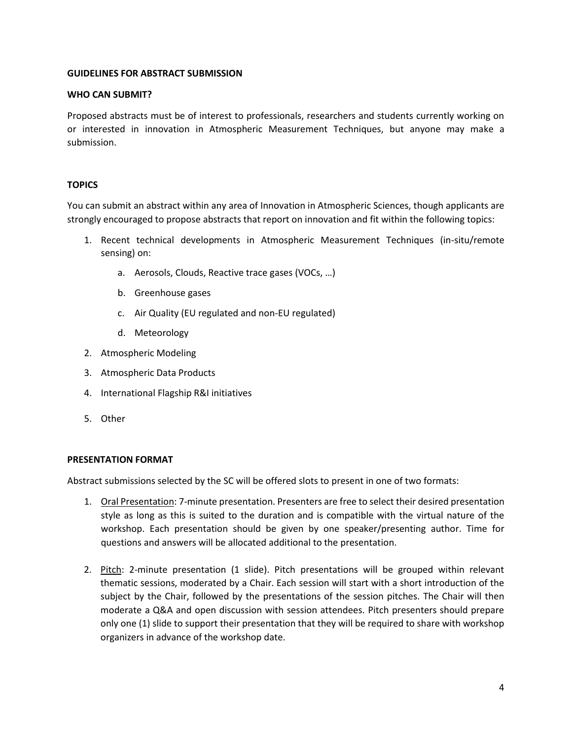**GUIDELINES FOR ABSTRACT SUBMISSION**

**WHO CAN SUBMIT?**

Proposed abstracts must be of interest to professionals, researchers and students currently working on or interested in innovation in Atmospheric Measurement Techniques, but anyone may make a submission.

**TOPICS**

You can submit an abstract within any area of Innovation in Atmospheric Sciences, though applicants are strongly encouraged to propose abstracts that report on innovation and fit within the following topics:

1. Recent technical developments in Atmospheric Measurement Techniques (in-situ/remote sensing) on:
    a. Aerosols, Clouds, Reactive trace gases (VOCs, …)
    b. Greenhouse gases
    c. Air Quality (EU regulated and non-EU regulated)
    d. Meteorology
2. Atmospheric Modeling
3. Atmospheric Data Products
4. International Flagship R&I initiatives
5. Other

**PRESENTATION FORMAT**

Abstract submissions selected by the SC will be offered slots to present in one of two formats:

1. <u>Oral Presentation</u>: 7-minute presentation. Presenters are free to select their desired presentation style as long as this is suited to the duration and is compatible with the virtual nature of the workshop. Each presentation should be given by one speaker/presenting author. Time for questions and answers will be allocated additional to the presentation.

2. <u>Pitch</u>: 2-minute presentation (1 slide). Pitch presentations will be grouped within relevant thematic sessions, moderated by a Chair. Each session will start with a short introduction of the subject by the Chair, followed by the presentations of the session pitches. The Chair will then moderate a Q&A and open discussion with session attendees. Pitch presenters should prepare only one (1) slide to support their presentation that they will be required to share with workshop organizers in advance of the workshop date.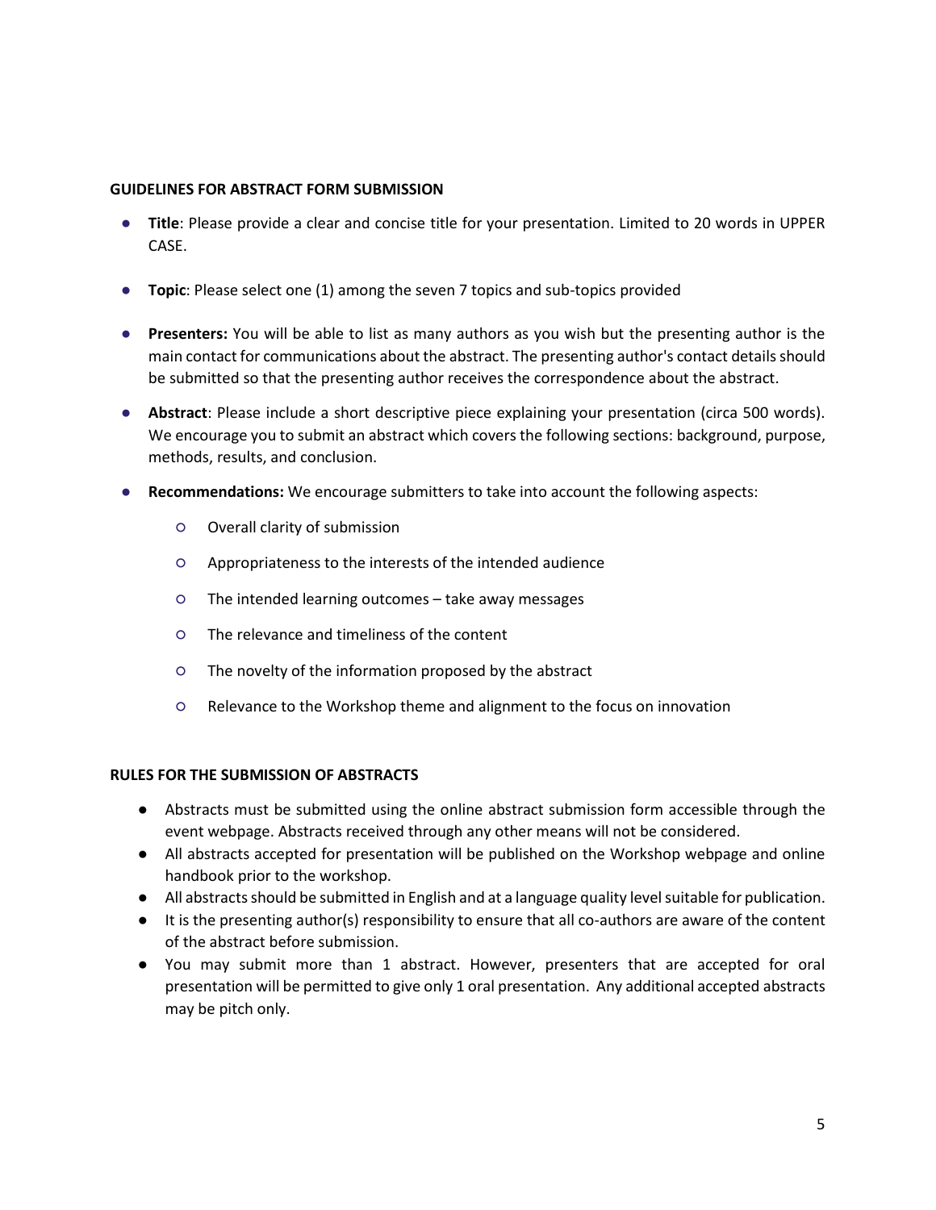## GUIDELINES FOR ABSTRACT FORM SUBMISSION

- **Title**: Please provide a clear and concise title for your presentation. Limited to 20 words in UPPER CASE.
- **Topic**: Please select one (1) among the seven 7 topics and sub-topics provided
- **Presenters:** You will be able to list as many authors as you wish but the presenting author is the main contact for communications about the abstract. The presenting author's contact details should be submitted so that the presenting author receives the correspondence about the abstract.
- **Abstract**: Please include a short descriptive piece explaining your presentation (circa 500 words). We encourage you to submit an abstract which covers the following sections: background, purpose, methods, results, and conclusion.
- **Recommendations:** We encourage submitters to take into account the following aspects:
  - Overall clarity of submission
  - Appropriateness to the interests of the intended audience
  - The intended learning outcomes – take away messages
  - The relevance and timeliness of the content
  - The novelty of the information proposed by the abstract
  - Relevance to the Workshop theme and alignment to the focus on innovation

## RULES FOR THE SUBMISSION OF ABSTRACTS

- Abstracts must be submitted using the online abstract submission form accessible through the event webpage. Abstracts received through any other means will not be considered.
- All abstracts accepted for presentation will be published on the Workshop webpage and online handbook prior to the workshop.
- All abstracts should be submitted in English and at a language quality level suitable for publication.
- It is the presenting author(s) responsibility to ensure that all co-authors are aware of the content of the abstract before submission.
- You may submit more than 1 abstract. However, presenters that are accepted for oral presentation will be permitted to give only 1 oral presentation. Any additional accepted abstracts may be pitch only.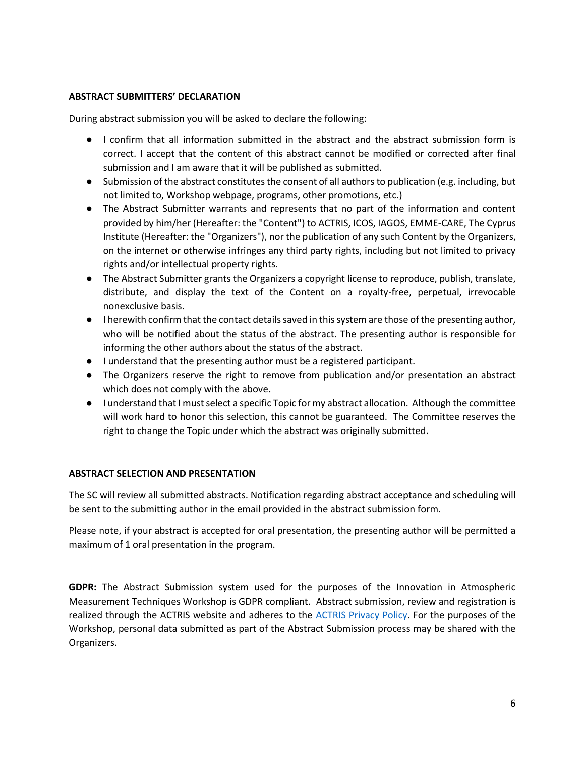**ABSTRACT SUBMITTERS' DECLARATION**

During abstract submission you will be asked to declare the following:

- I confirm that all information submitted in the abstract and the abstract submission form is correct. I accept that the content of this abstract cannot be modified or corrected after final submission and I am aware that it will be published as submitted.
- Submission of the abstract constitutes the consent of all authors to publication (e.g. including, but not limited to, Workshop webpage, programs, other promotions, etc.)
- The Abstract Submitter warrants and represents that no part of the information and content provided by him/her (Hereafter: the "Content") to ACTRIS, ICOS, IAGOS, EMME-CARE, The Cyprus Institute (Hereafter: the "Organizers"), nor the publication of any such Content by the Organizers, on the internet or otherwise infringes any third party rights, including but not limited to privacy rights and/or intellectual property rights.
- The Abstract Submitter grants the Organizers a copyright license to reproduce, publish, translate, distribute, and display the text of the Content on a royalty-free, perpetual, irrevocable nonexclusive basis.
- I herewith confirm that the contact details saved in this system are those of the presenting author, who will be notified about the status of the abstract. The presenting author is responsible for informing the other authors about the status of the abstract.
- I understand that the presenting author must be a registered participant.
- The Organizers reserve the right to remove from publication and/or presentation an abstract which does not comply with the above**.**
- I understand that I must select a specific Topic for my abstract allocation. Although the committee will work hard to honor this selection, this cannot be guaranteed. The Committee reserves the right to change the Topic under which the abstract was originally submitted.

**ABSTRACT SELECTION AND PRESENTATION**

The SC will review all submitted abstracts. Notification regarding abstract acceptance and scheduling will be sent to the submitting author in the email provided in the abstract submission form.

Please note, if your abstract is accepted for oral presentation, the presenting author will be permitted a maximum of 1 oral presentation in the program.

**GDPR:** The Abstract Submission system used for the purposes of the Innovation in Atmospheric Measurement Techniques Workshop is GDPR compliant. Abstract submission, review and registration is realized through the ACTRIS website and adheres to the ACTRIS Privacy Policy. For the purposes of the Workshop, personal data submitted as part of the Abstract Submission process may be shared with the Organizers.